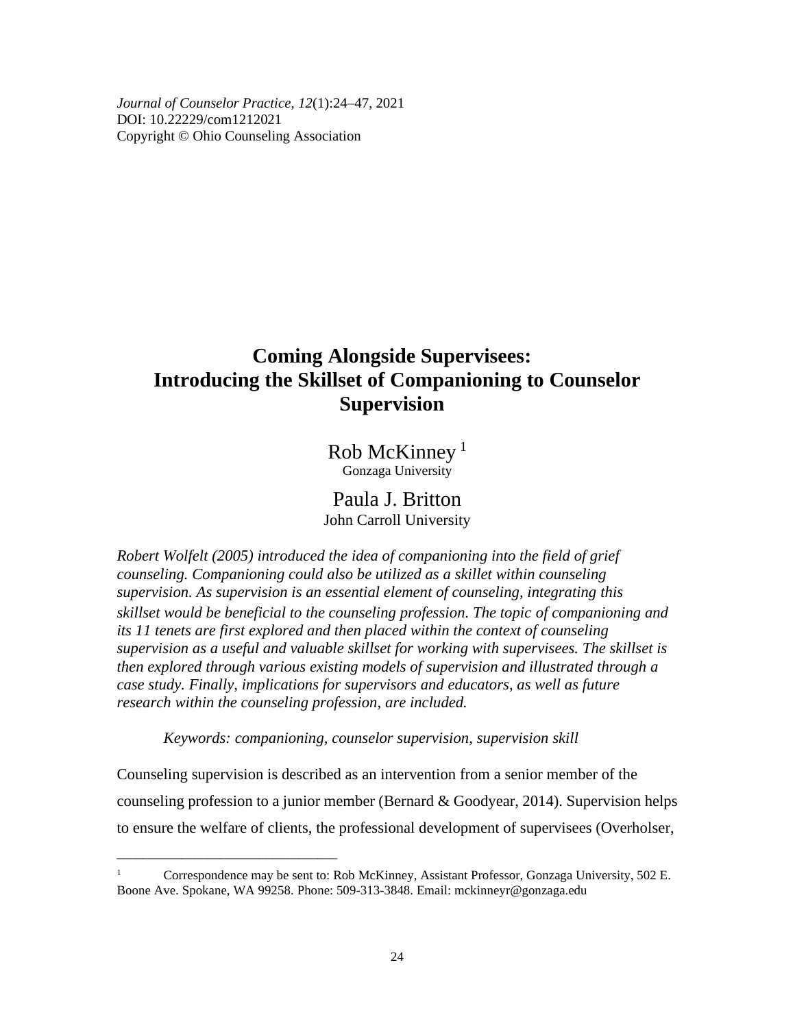*Journal of Counselor Practice, 12*(1):24–47, 2021
DOI: 10.22229/com1212021
Copyright © Ohio Counseling Association

# Coming Alongside Supervisees: Introducing the Skillset of Companioning to Counselor Supervision

Rob McKinney [1]
Gonzaga University

Paula J. Britton
John Carroll University

*Robert Wolfelt (2005) introduced the idea of companioning into the field of grief counseling. Companioning could also be utilized as a skillet within counseling supervision. As supervision is an essential element of counseling, integrating this skillset would be beneficial to the counseling profession. The topic of companioning and its 11 tenets are first explored and then placed within the context of counseling supervision as a useful and valuable skillset for working with supervisees. The skillset is then explored through various existing models of supervision and illustrated through a case study. Finally, implications for supervisors and educators, as well as future research within the counseling profession, are included.*

*Keywords: companioning, counselor supervision, supervision skill*

Counseling supervision is described as an intervention from a senior member of the counseling profession to a junior member (Bernard & Goodyear, 2014). Supervision helps to ensure the welfare of clients, the professional development of supervisees (Overholser,

---

[1] Correspondence may be sent to: Rob McKinney, Assistant Professor, Gonzaga University, 502 E. Boone Ave. Spokane, WA 99258. Phone: 509-313-3848. Email: mckinneyr@gonzaga.edu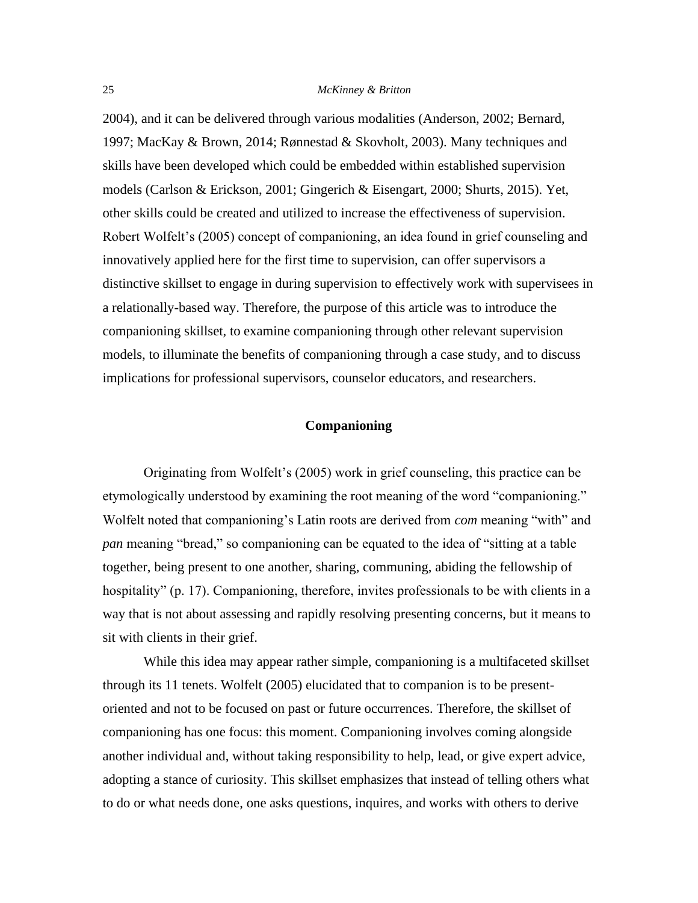2004), and it can be delivered through various modalities (Anderson, 2002; Bernard, 1997; MacKay & Brown, 2014; Rønnestad & Skovholt, 2003). Many techniques and skills have been developed which could be embedded within established supervision models (Carlson & Erickson, 2001; Gingerich & Eisengart, 2000; Shurts, 2015). Yet, other skills could be created and utilized to increase the effectiveness of supervision. Robert Wolfelt's (2005) concept of companioning, an idea found in grief counseling and innovatively applied here for the first time to supervision, can offer supervisors a distinctive skillset to engage in during supervision to effectively work with supervisees in a relationally-based way. Therefore, the purpose of this article was to introduce the companioning skillset, to examine companioning through other relevant supervision models, to illuminate the benefits of companioning through a case study, and to discuss implications for professional supervisors, counselor educators, and researchers.

## Companioning

Originating from Wolfelt's (2005) work in grief counseling, this practice can be etymologically understood by examining the root meaning of the word "companioning." Wolfelt noted that companioning's Latin roots are derived from *com* meaning "with" and *pan* meaning "bread," so companioning can be equated to the idea of "sitting at a table together, being present to one another, sharing, communing, abiding the fellowship of hospitality" (p. 17). Companioning, therefore, invites professionals to be with clients in a way that is not about assessing and rapidly resolving presenting concerns, but it means to sit with clients in their grief.

While this idea may appear rather simple, companioning is a multifaceted skillset through its 11 tenets. Wolfelt (2005) elucidated that to companion is to be present-oriented and not to be focused on past or future occurrences. Therefore, the skillset of companioning has one focus: this moment. Companioning involves coming alongside another individual and, without taking responsibility to help, lead, or give expert advice, adopting a stance of curiosity. This skillset emphasizes that instead of telling others what to do or what needs done, one asks questions, inquires, and works with others to derive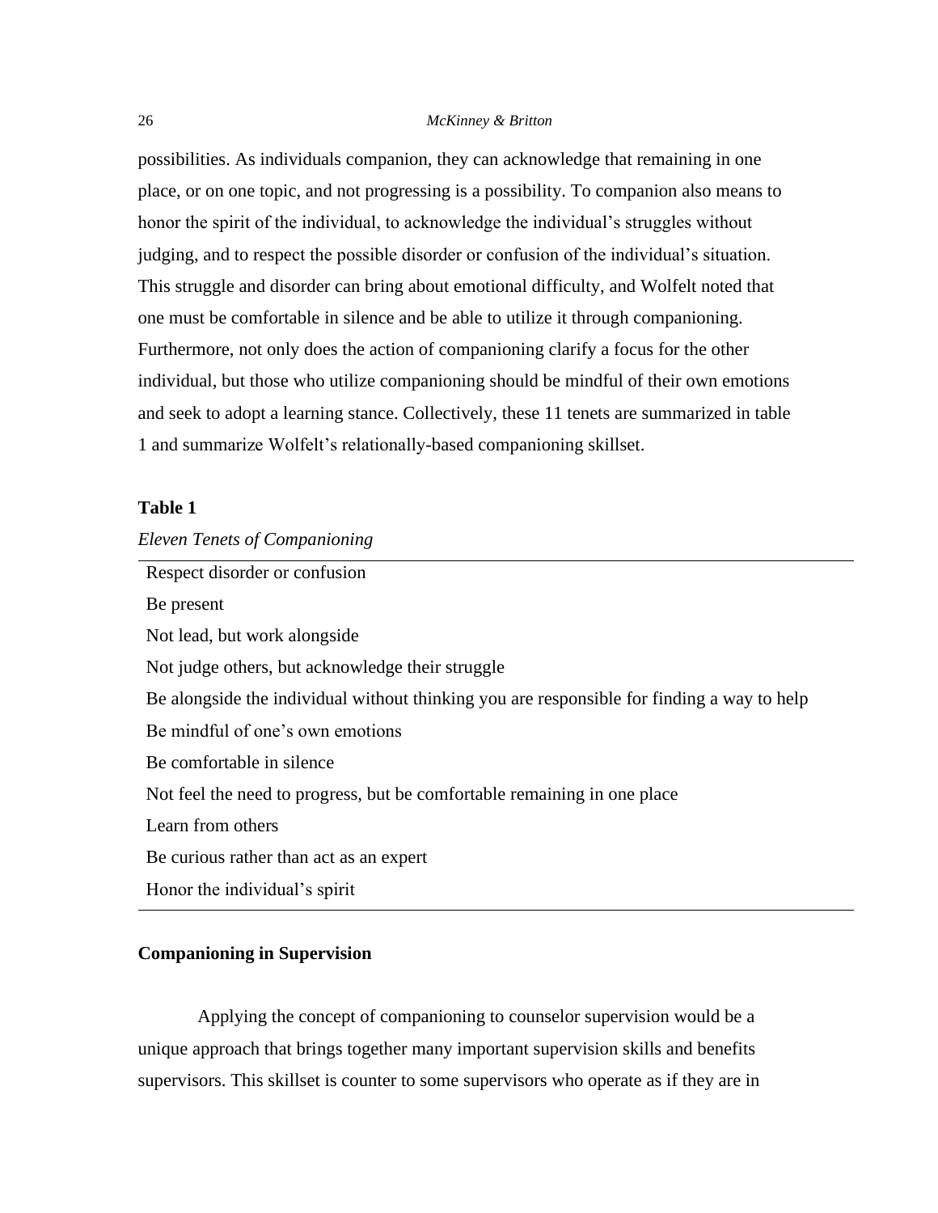possibilities. As individuals companion, they can acknowledge that remaining in one place, or on one topic, and not progressing is a possibility. To companion also means to honor the spirit of the individual, to acknowledge the individual's struggles without judging, and to respect the possible disorder or confusion of the individual's situation. This struggle and disorder can bring about emotional difficulty, and Wolfelt noted that one must be comfortable in silence and be able to utilize it through companioning. Furthermore, not only does the action of companioning clarify a focus for the other individual, but those who utilize companioning should be mindful of their own emotions and seek to adopt a learning stance. Collectively, these 11 tenets are summarized in table 1 and summarize Wolfelt's relationally-based companioning skillset.

**Table 1**

*Eleven Tenets of Companioning*

| |
|---|
| Respect disorder or confusion |
| Be present |
| Not lead, but work alongside |
| Not judge others, but acknowledge their struggle |
| Be alongside the individual without thinking you are responsible for finding a way to help |
| Be mindful of one's own emotions |
| Be comfortable in silence |
| Not feel the need to progress, but be comfortable remaining in one place |
| Learn from others |
| Be curious rather than act as an expert |
| Honor the individual's spirit |

## Companioning in Supervision

Applying the concept of companioning to counselor supervision would be a unique approach that brings together many important supervision skills and benefits supervisors. This skillset is counter to some supervisors who operate as if they are in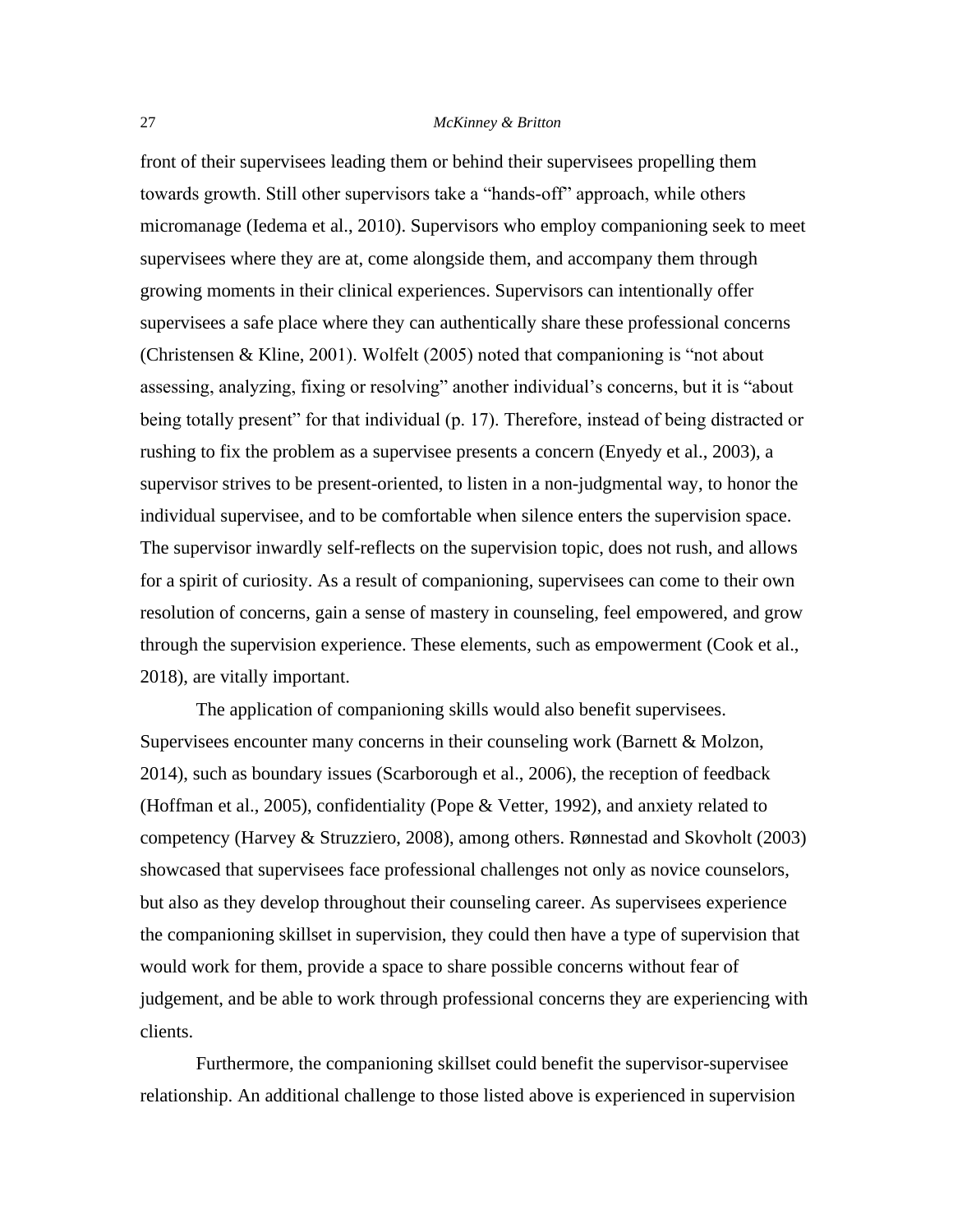front of their supervisees leading them or behind their supervisees propelling them towards growth. Still other supervisors take a "hands-off" approach, while others micromanage (Iedema et al., 2010). Supervisors who employ companioning seek to meet supervisees where they are at, come alongside them, and accompany them through growing moments in their clinical experiences. Supervisors can intentionally offer supervisees a safe place where they can authentically share these professional concerns (Christensen & Kline, 2001). Wolfelt (2005) noted that companioning is "not about assessing, analyzing, fixing or resolving" another individual's concerns, but it is "about being totally present" for that individual (p. 17). Therefore, instead of being distracted or rushing to fix the problem as a supervisee presents a concern (Enyedy et al., 2003), a supervisor strives to be present-oriented, to listen in a non-judgmental way, to honor the individual supervisee, and to be comfortable when silence enters the supervision space. The supervisor inwardly self-reflects on the supervision topic, does not rush, and allows for a spirit of curiosity. As a result of companioning, supervisees can come to their own resolution of concerns, gain a sense of mastery in counseling, feel empowered, and grow through the supervision experience. These elements, such as empowerment (Cook et al., 2018), are vitally important.

The application of companioning skills would also benefit supervisees. Supervisees encounter many concerns in their counseling work (Barnett & Molzon, 2014), such as boundary issues (Scarborough et al., 2006), the reception of feedback (Hoffman et al., 2005), confidentiality (Pope & Vetter, 1992), and anxiety related to competency (Harvey & Struzziero, 2008), among others. Rønnestad and Skovholt (2003) showcased that supervisees face professional challenges not only as novice counselors, but also as they develop throughout their counseling career. As supervisees experience the companioning skillset in supervision, they could then have a type of supervision that would work for them, provide a space to share possible concerns without fear of judgement, and be able to work through professional concerns they are experiencing with clients.

Furthermore, the companioning skillset could benefit the supervisor-supervisee relationship. An additional challenge to those listed above is experienced in supervision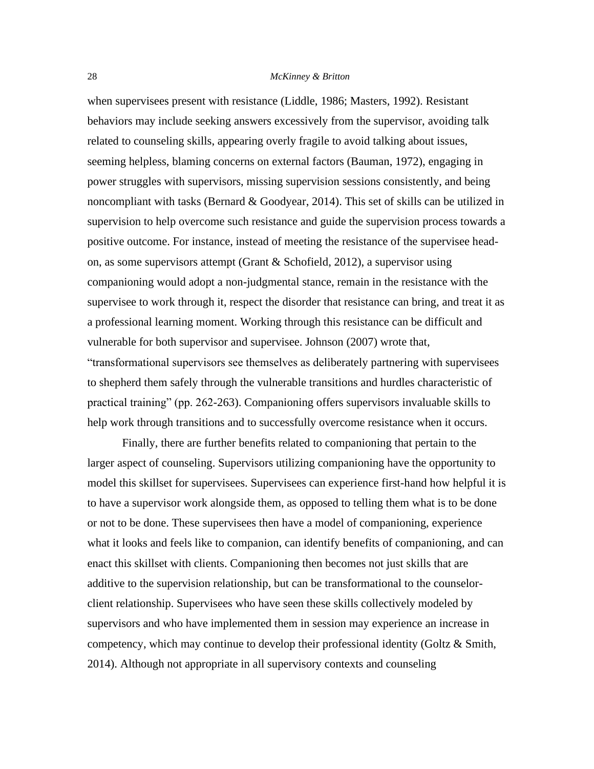when supervisees present with resistance (Liddle, 1986; Masters, 1992). Resistant behaviors may include seeking answers excessively from the supervisor, avoiding talk related to counseling skills, appearing overly fragile to avoid talking about issues, seeming helpless, blaming concerns on external factors (Bauman, 1972), engaging in power struggles with supervisors, missing supervision sessions consistently, and being noncompliant with tasks (Bernard & Goodyear, 2014). This set of skills can be utilized in supervision to help overcome such resistance and guide the supervision process towards a positive outcome. For instance, instead of meeting the resistance of the supervisee head-on, as some supervisors attempt (Grant & Schofield, 2012), a supervisor using companioning would adopt a non-judgmental stance, remain in the resistance with the supervisee to work through it, respect the disorder that resistance can bring, and treat it as a professional learning moment. Working through this resistance can be difficult and vulnerable for both supervisor and supervisee. Johnson (2007) wrote that, "transformational supervisors see themselves as deliberately partnering with supervisees to shepherd them safely through the vulnerable transitions and hurdles characteristic of practical training" (pp. 262-263). Companioning offers supervisors invaluable skills to help work through transitions and to successfully overcome resistance when it occurs.

Finally, there are further benefits related to companioning that pertain to the larger aspect of counseling. Supervisors utilizing companioning have the opportunity to model this skillset for supervisees. Supervisees can experience first-hand how helpful it is to have a supervisor work alongside them, as opposed to telling them what is to be done or not to be done. These supervisees then have a model of companioning, experience what it looks and feels like to companion, can identify benefits of companioning, and can enact this skillset with clients. Companioning then becomes not just skills that are additive to the supervision relationship, but can be transformational to the counselor-client relationship. Supervisees who have seen these skills collectively modeled by supervisors and who have implemented them in session may experience an increase in competency, which may continue to develop their professional identity (Goltz & Smith, 2014). Although not appropriate in all supervisory contexts and counseling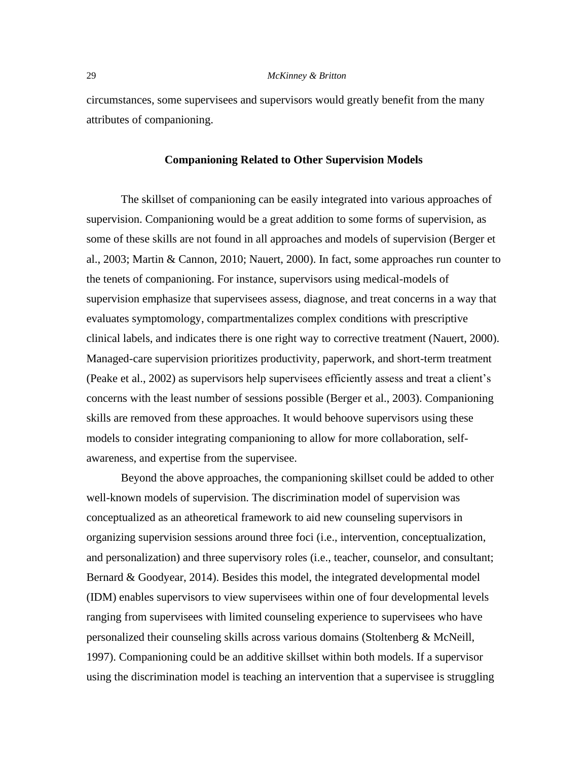circumstances, some supervisees and supervisors would greatly benefit from the many attributes of companioning.

## Companioning Related to Other Supervision Models

The skillset of companioning can be easily integrated into various approaches of supervision. Companioning would be a great addition to some forms of supervision, as some of these skills are not found in all approaches and models of supervision (Berger et al., 2003; Martin & Cannon, 2010; Nauert, 2000). In fact, some approaches run counter to the tenets of companioning. For instance, supervisors using medical-models of supervision emphasize that supervisees assess, diagnose, and treat concerns in a way that evaluates symptomology, compartmentalizes complex conditions with prescriptive clinical labels, and indicates there is one right way to corrective treatment (Nauert, 2000). Managed-care supervision prioritizes productivity, paperwork, and short-term treatment (Peake et al., 2002) as supervisors help supervisees efficiently assess and treat a client's concerns with the least number of sessions possible (Berger et al., 2003). Companioning skills are removed from these approaches. It would behoove supervisors using these models to consider integrating companioning to allow for more collaboration, self-awareness, and expertise from the supervisee.

Beyond the above approaches, the companioning skillset could be added to other well-known models of supervision. The discrimination model of supervision was conceptualized as an atheoretical framework to aid new counseling supervisors in organizing supervision sessions around three foci (i.e., intervention, conceptualization, and personalization) and three supervisory roles (i.e., teacher, counselor, and consultant; Bernard & Goodyear, 2014). Besides this model, the integrated developmental model (IDM) enables supervisors to view supervisees within one of four developmental levels ranging from supervisees with limited counseling experience to supervisees who have personalized their counseling skills across various domains (Stoltenberg & McNeill, 1997). Companioning could be an additive skillset within both models. If a supervisor using the discrimination model is teaching an intervention that a supervisee is struggling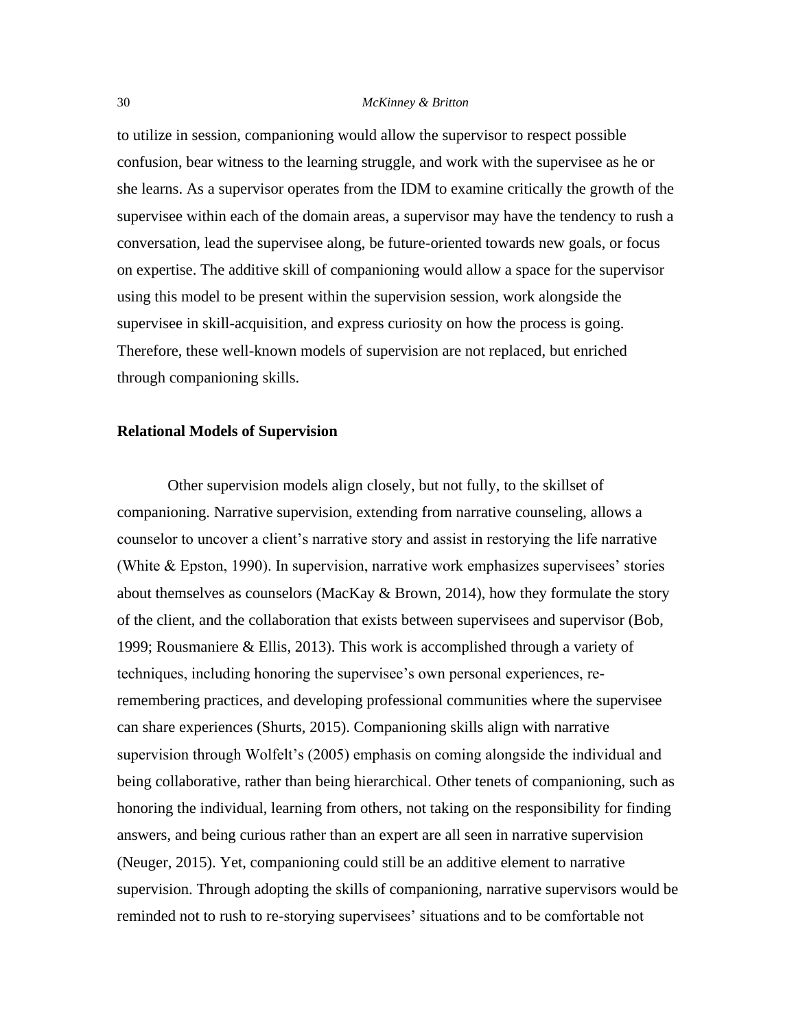to utilize in session, companioning would allow the supervisor to respect possible confusion, bear witness to the learning struggle, and work with the supervisee as he or she learns. As a supervisor operates from the IDM to examine critically the growth of the supervisee within each of the domain areas, a supervisor may have the tendency to rush a conversation, lead the supervisee along, be future-oriented towards new goals, or focus on expertise. The additive skill of companioning would allow a space for the supervisor using this model to be present within the supervision session, work alongside the supervisee in skill-acquisition, and express curiosity on how the process is going. Therefore, these well-known models of supervision are not replaced, but enriched through companioning skills.

**Relational Models of Supervision**

Other supervision models align closely, but not fully, to the skillset of companioning. Narrative supervision, extending from narrative counseling, allows a counselor to uncover a client's narrative story and assist in restorying the life narrative (White & Epston, 1990). In supervision, narrative work emphasizes supervisees' stories about themselves as counselors (MacKay & Brown, 2014), how they formulate the story of the client, and the collaboration that exists between supervisees and supervisor (Bob, 1999; Rousmaniere & Ellis, 2013). This work is accomplished through a variety of techniques, including honoring the supervisee's own personal experiences, re-remembering practices, and developing professional communities where the supervisee can share experiences (Shurts, 2015). Companioning skills align with narrative supervision through Wolfelt's (2005) emphasis on coming alongside the individual and being collaborative, rather than being hierarchical. Other tenets of companioning, such as honoring the individual, learning from others, not taking on the responsibility for finding answers, and being curious rather than an expert are all seen in narrative supervision (Neuger, 2015). Yet, companioning could still be an additive element to narrative supervision. Through adopting the skills of companioning, narrative supervisors would be reminded not to rush to re-storying supervisees' situations and to be comfortable not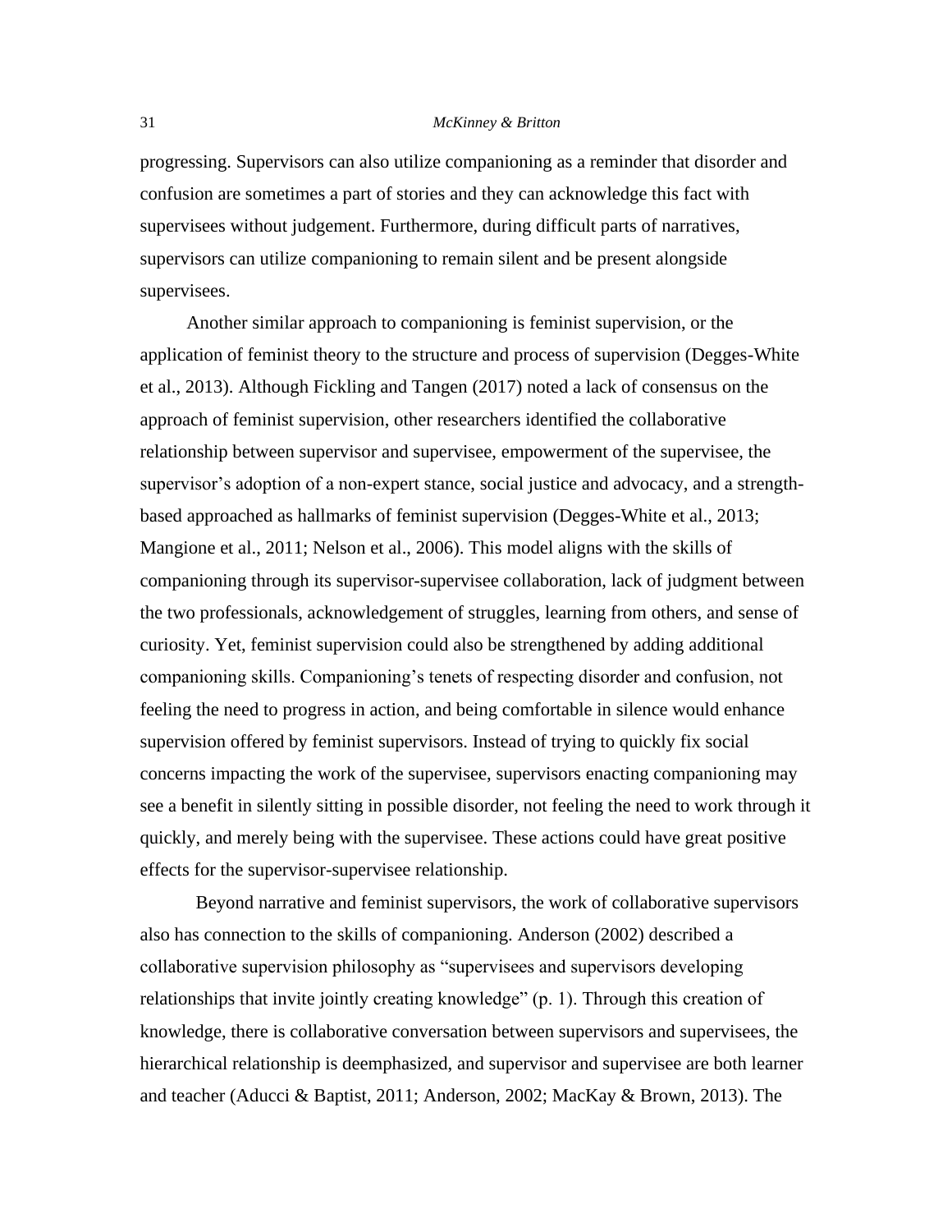progressing. Supervisors can also utilize companioning as a reminder that disorder and confusion are sometimes a part of stories and they can acknowledge this fact with supervisees without judgement. Furthermore, during difficult parts of narratives, supervisors can utilize companioning to remain silent and be present alongside supervisees.

Another similar approach to companioning is feminist supervision, or the application of feminist theory to the structure and process of supervision (Degges-White et al., 2013). Although Fickling and Tangen (2017) noted a lack of consensus on the approach of feminist supervision, other researchers identified the collaborative relationship between supervisor and supervisee, empowerment of the supervisee, the supervisor's adoption of a non-expert stance, social justice and advocacy, and a strength-based approached as hallmarks of feminist supervision (Degges-White et al., 2013; Mangione et al., 2011; Nelson et al., 2006). This model aligns with the skills of companioning through its supervisor-supervisee collaboration, lack of judgment between the two professionals, acknowledgement of struggles, learning from others, and sense of curiosity. Yet, feminist supervision could also be strengthened by adding additional companioning skills. Companioning's tenets of respecting disorder and confusion, not feeling the need to progress in action, and being comfortable in silence would enhance supervision offered by feminist supervisors. Instead of trying to quickly fix social concerns impacting the work of the supervisee, supervisors enacting companioning may see a benefit in silently sitting in possible disorder, not feeling the need to work through it quickly, and merely being with the supervisee. These actions could have great positive effects for the supervisor-supervisee relationship.

Beyond narrative and feminist supervisors, the work of collaborative supervisors also has connection to the skills of companioning. Anderson (2002) described a collaborative supervision philosophy as "supervisees and supervisors developing relationships that invite jointly creating knowledge" (p. 1). Through this creation of knowledge, there is collaborative conversation between supervisors and supervisees, the hierarchical relationship is deemphasized, and supervisor and supervisee are both learner and teacher (Aducci & Baptist, 2011; Anderson, 2002; MacKay & Brown, 2013). The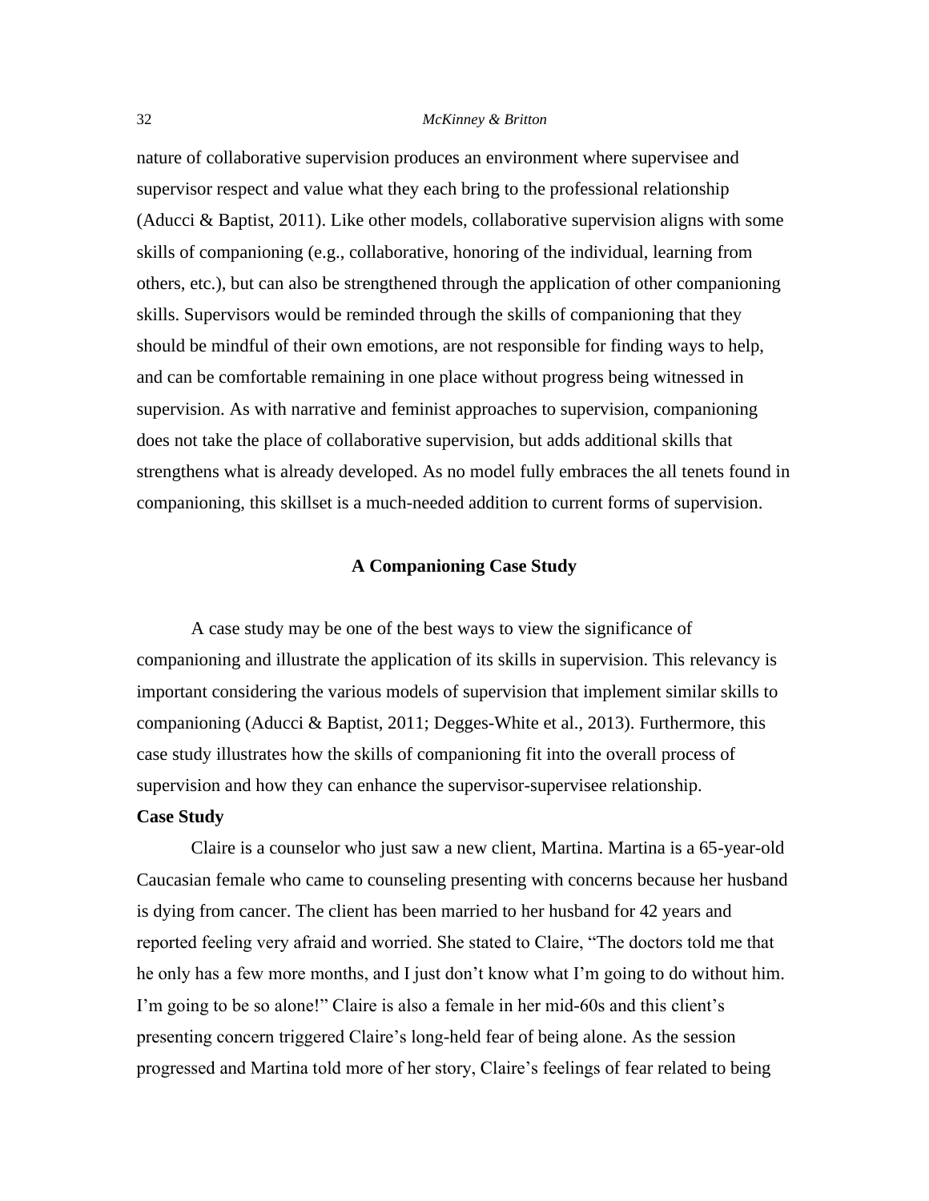nature of collaborative supervision produces an environment where supervisee and supervisor respect and value what they each bring to the professional relationship (Aducci & Baptist, 2011). Like other models, collaborative supervision aligns with some skills of companioning (e.g., collaborative, honoring of the individual, learning from others, etc.), but can also be strengthened through the application of other companioning skills. Supervisors would be reminded through the skills of companioning that they should be mindful of their own emotions, are not responsible for finding ways to help, and can be comfortable remaining in one place without progress being witnessed in supervision. As with narrative and feminist approaches to supervision, companioning does not take the place of collaborative supervision, but adds additional skills that strengthens what is already developed. As no model fully embraces the all tenets found in companioning, this skillset is a much-needed addition to current forms of supervision.

## A Companioning Case Study

A case study may be one of the best ways to view the significance of companioning and illustrate the application of its skills in supervision. This relevancy is important considering the various models of supervision that implement similar skills to companioning (Aducci & Baptist, 2011; Degges-White et al., 2013). Furthermore, this case study illustrates how the skills of companioning fit into the overall process of supervision and how they can enhance the supervisor-supervisee relationship.

### Case Study

Claire is a counselor who just saw a new client, Martina. Martina is a 65-year-old Caucasian female who came to counseling presenting with concerns because her husband is dying from cancer. The client has been married to her husband for 42 years and reported feeling very afraid and worried. She stated to Claire, "The doctors told me that he only has a few more months, and I just don't know what I'm going to do without him. I'm going to be so alone!" Claire is also a female in her mid-60s and this client's presenting concern triggered Claire's long-held fear of being alone. As the session progressed and Martina told more of her story, Claire's feelings of fear related to being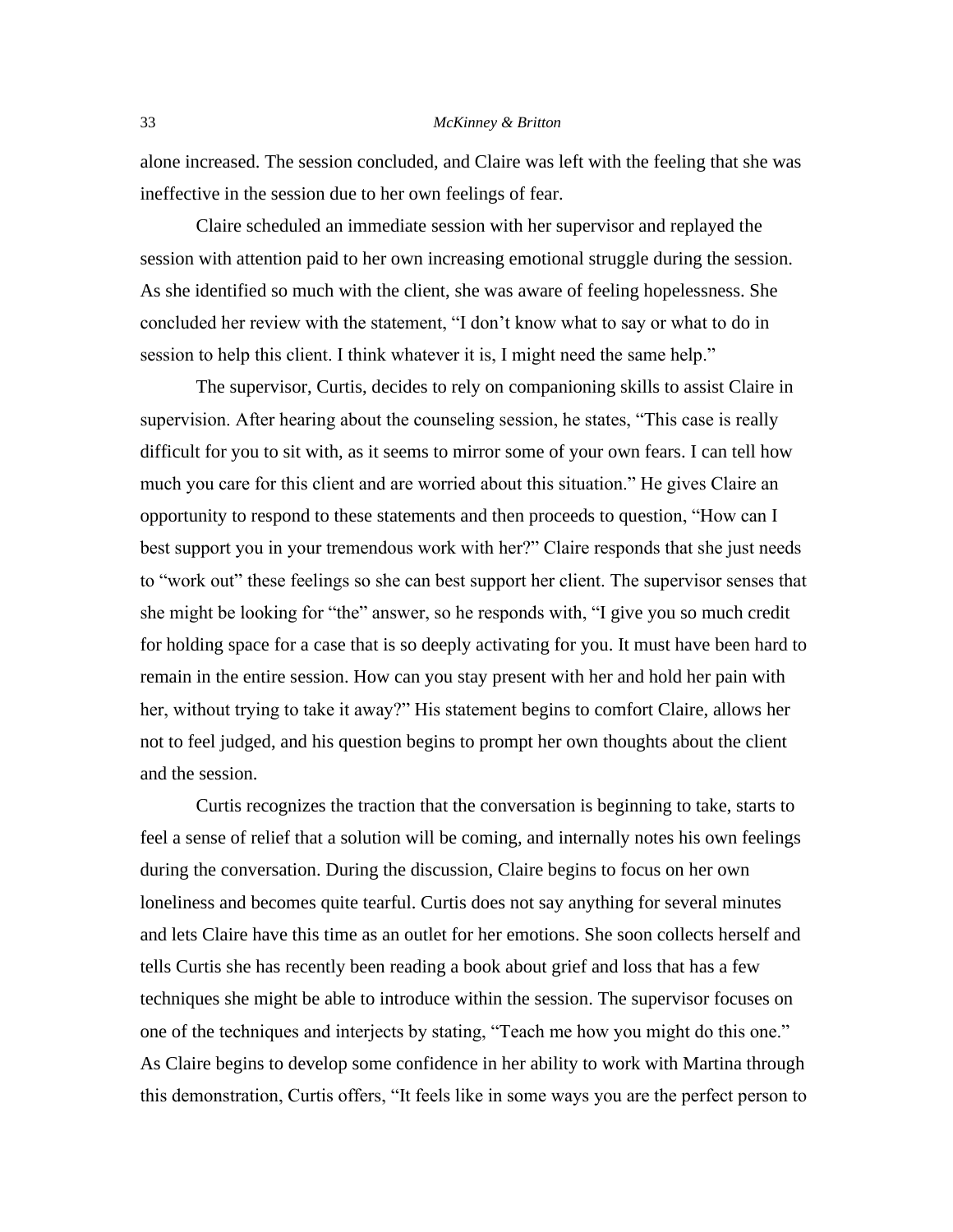alone increased. The session concluded, and Claire was left with the feeling that she was ineffective in the session due to her own feelings of fear.

Claire scheduled an immediate session with her supervisor and replayed the session with attention paid to her own increasing emotional struggle during the session. As she identified so much with the client, she was aware of feeling hopelessness. She concluded her review with the statement, "I don't know what to say or what to do in session to help this client. I think whatever it is, I might need the same help."

The supervisor, Curtis, decides to rely on companioning skills to assist Claire in supervision. After hearing about the counseling session, he states, "This case is really difficult for you to sit with, as it seems to mirror some of your own fears. I can tell how much you care for this client and are worried about this situation." He gives Claire an opportunity to respond to these statements and then proceeds to question, "How can I best support you in your tremendous work with her?" Claire responds that she just needs to "work out" these feelings so she can best support her client. The supervisor senses that she might be looking for "the" answer, so he responds with, "I give you so much credit for holding space for a case that is so deeply activating for you. It must have been hard to remain in the entire session. How can you stay present with her and hold her pain with her, without trying to take it away?" His statement begins to comfort Claire, allows her not to feel judged, and his question begins to prompt her own thoughts about the client and the session.

Curtis recognizes the traction that the conversation is beginning to take, starts to feel a sense of relief that a solution will be coming, and internally notes his own feelings during the conversation. During the discussion, Claire begins to focus on her own loneliness and becomes quite tearful. Curtis does not say anything for several minutes and lets Claire have this time as an outlet for her emotions. She soon collects herself and tells Curtis she has recently been reading a book about grief and loss that has a few techniques she might be able to introduce within the session. The supervisor focuses on one of the techniques and interjects by stating, "Teach me how you might do this one." As Claire begins to develop some confidence in her ability to work with Martina through this demonstration, Curtis offers, "It feels like in some ways you are the perfect person to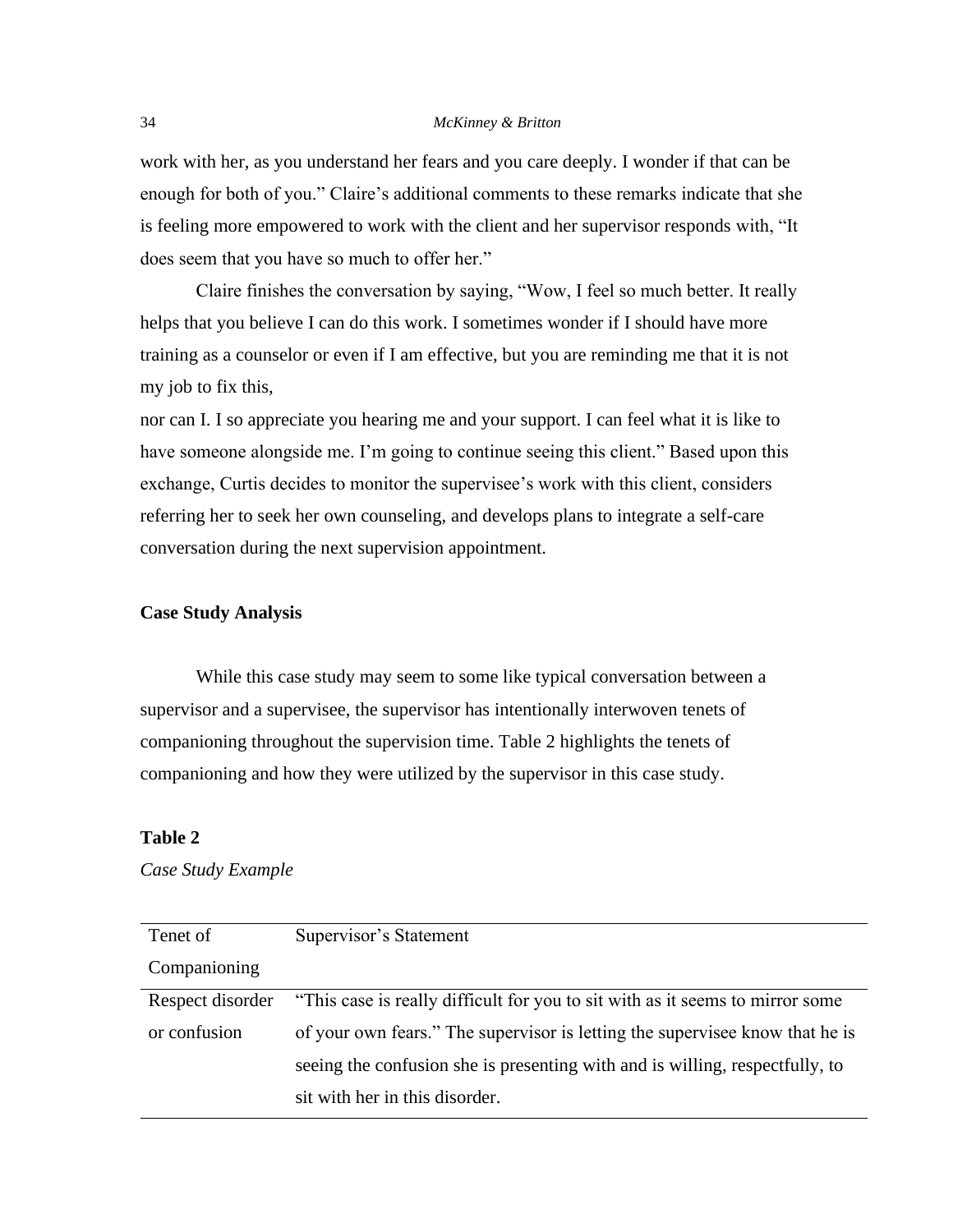work with her, as you understand her fears and you care deeply. I wonder if that can be enough for both of you." Claire's additional comments to these remarks indicate that she is feeling more empowered to work with the client and her supervisor responds with, "It does seem that you have so much to offer her."

Claire finishes the conversation by saying, "Wow, I feel so much better. It really helps that you believe I can do this work. I sometimes wonder if I should have more training as a counselor or even if I am effective, but you are reminding me that it is not my job to fix this, nor can I. I so appreciate you hearing me and your support. I can feel what it is like to have someone alongside me. I'm going to continue seeing this client." Based upon this exchange, Curtis decides to monitor the supervisee's work with this client, considers referring her to seek her own counseling, and develops plans to integrate a self-care conversation during the next supervision appointment.

### Case Study Analysis

While this case study may seem to some like typical conversation between a supervisor and a supervisee, the supervisor has intentionally interwoven tenets of companioning throughout the supervision time. Table 2 highlights the tenets of companioning and how they were utilized by the supervisor in this case study.

**Table 2**

*Case Study Example*

| Tenet of Companioning | Supervisor's Statement |
| --- | --- |
| Respect disorder or confusion | "This case is really difficult for you to sit with as it seems to mirror some of your own fears." The supervisor is letting the supervisee know that he is seeing the confusion she is presenting with and is willing, respectfully, to sit with her in this disorder. |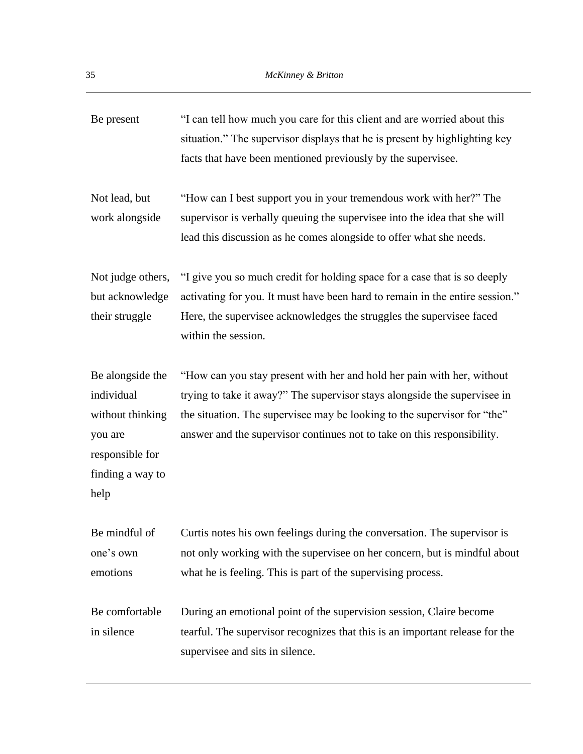| | |
|---|---|
| Be present | "I can tell how much you care for this client and are worried about this situation." The supervisor displays that he is present by highlighting key facts that have been mentioned previously by the supervisee. |
| Not lead, but work alongside | "How can I best support you in your tremendous work with her?" The supervisor is verbally queuing the supervisee into the idea that she will lead this discussion as he comes alongside to offer what she needs. |
| Not judge others, but acknowledge their struggle | "I give you so much credit for holding space for a case that is so deeply activating for you. It must have been hard to remain in the entire session." Here, the supervisee acknowledges the struggles the supervisee faced within the session. |
| Be alongside the individual without thinking you are responsible for finding a way to help | "How can you stay present with her and hold her pain with her, without trying to take it away?" The supervisor stays alongside the supervisee in the situation. The supervisee may be looking to the supervisor for "the" answer and the supervisor continues not to take on this responsibility. |
| Be mindful of one's own emotions | Curtis notes his own feelings during the conversation. The supervisor is not only working with the supervisee on her concern, but is mindful about what he is feeling. This is part of the supervising process. |
| Be comfortable in silence | During an emotional point of the supervision session, Claire become tearful. The supervisor recognizes that this is an important release for the supervisee and sits in silence. |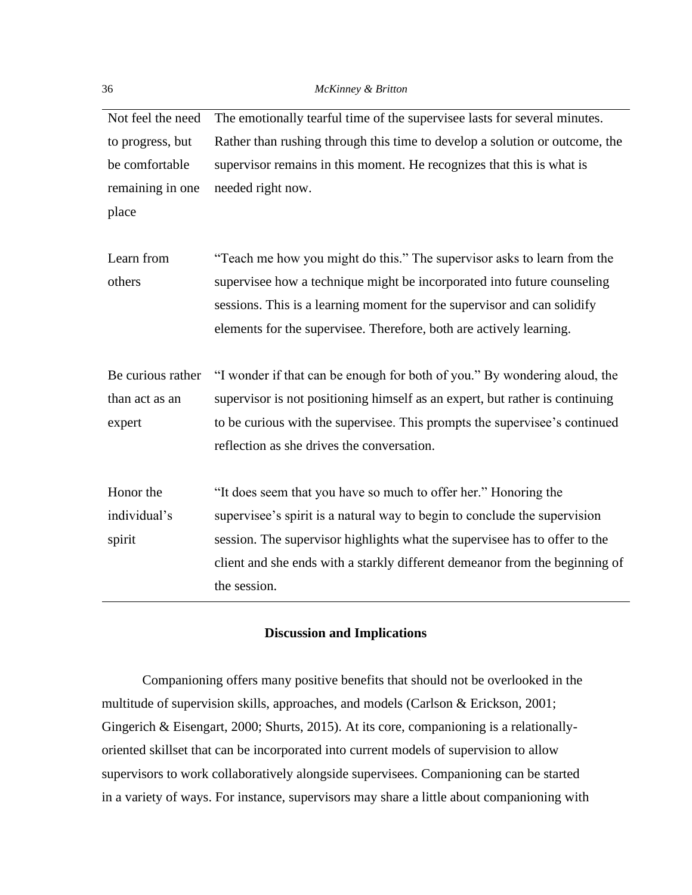| | |
|---|---|
| Not feel the need to progress, but be comfortable remaining in one place | The emotionally tearful time of the supervisee lasts for several minutes. Rather than rushing through this time to develop a solution or outcome, the supervisor remains in this moment. He recognizes that this is what is needed right now. |
| Learn from others | "Teach me how you might do this." The supervisor asks to learn from the supervisee how a technique might be incorporated into future counseling sessions. This is a learning moment for the supervisor and can solidify elements for the supervisee. Therefore, both are actively learning. |
| Be curious rather than act as an expert | "I wonder if that can be enough for both of you." By wondering aloud, the supervisor is not positioning himself as an expert, but rather is continuing to be curious with the supervisee. This prompts the supervisee's continued reflection as she drives the conversation. |
| Honor the individual's spirit | "It does seem that you have so much to offer her." Honoring the supervisee's spirit is a natural way to begin to conclude the supervision session. The supervisor highlights what the supervisee has to offer to the client and she ends with a starkly different demeanor from the beginning of the session. |

## Discussion and Implications

Companioning offers many positive benefits that should not be overlooked in the multitude of supervision skills, approaches, and models (Carlson & Erickson, 2001; Gingerich & Eisengart, 2000; Shurts, 2015). At its core, companioning is a relationally-oriented skillset that can be incorporated into current models of supervision to allow supervisors to work collaboratively alongside supervisees. Companioning can be started in a variety of ways. For instance, supervisors may share a little about companioning with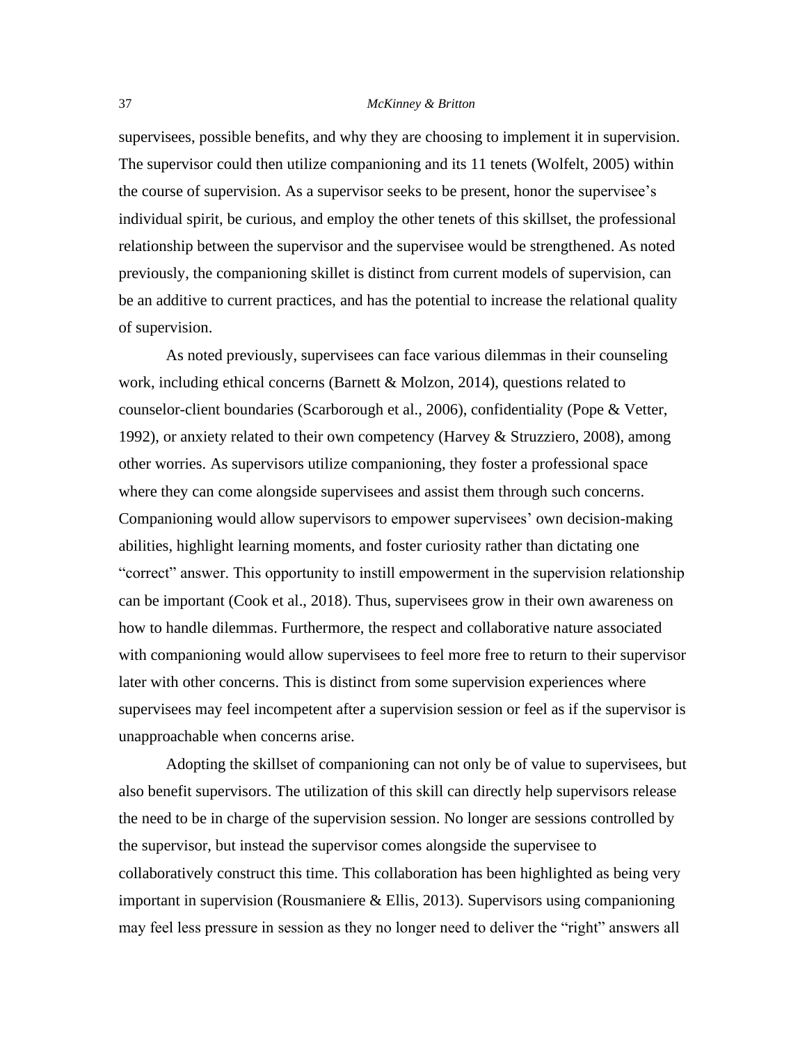supervisees, possible benefits, and why they are choosing to implement it in supervision. The supervisor could then utilize companioning and its 11 tenets (Wolfelt, 2005) within the course of supervision. As a supervisor seeks to be present, honor the supervisee's individual spirit, be curious, and employ the other tenets of this skillset, the professional relationship between the supervisor and the supervisee would be strengthened. As noted previously, the companioning skillet is distinct from current models of supervision, can be an additive to current practices, and has the potential to increase the relational quality of supervision.

As noted previously, supervisees can face various dilemmas in their counseling work, including ethical concerns (Barnett & Molzon, 2014), questions related to counselor-client boundaries (Scarborough et al., 2006), confidentiality (Pope & Vetter, 1992), or anxiety related to their own competency (Harvey & Struzziero, 2008), among other worries. As supervisors utilize companioning, they foster a professional space where they can come alongside supervisees and assist them through such concerns. Companioning would allow supervisors to empower supervisees' own decision-making abilities, highlight learning moments, and foster curiosity rather than dictating one "correct" answer. This opportunity to instill empowerment in the supervision relationship can be important (Cook et al., 2018). Thus, supervisees grow in their own awareness on how to handle dilemmas. Furthermore, the respect and collaborative nature associated with companioning would allow supervisees to feel more free to return to their supervisor later with other concerns. This is distinct from some supervision experiences where supervisees may feel incompetent after a supervision session or feel as if the supervisor is unapproachable when concerns arise.

Adopting the skillset of companioning can not only be of value to supervisees, but also benefit supervisors. The utilization of this skill can directly help supervisors release the need to be in charge of the supervision session. No longer are sessions controlled by the supervisor, but instead the supervisor comes alongside the supervisee to collaboratively construct this time. This collaboration has been highlighted as being very important in supervision (Rousmaniere & Ellis, 2013). Supervisors using companioning may feel less pressure in session as they no longer need to deliver the "right" answers all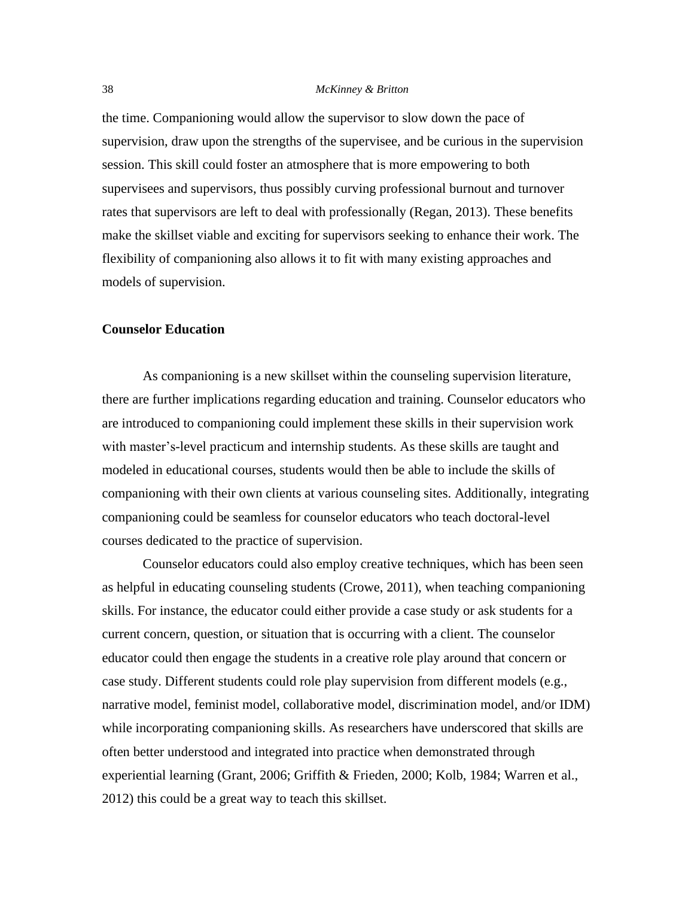the time. Companioning would allow the supervisor to slow down the pace of supervision, draw upon the strengths of the supervisee, and be curious in the supervision session. This skill could foster an atmosphere that is more empowering to both supervisees and supervisors, thus possibly curving professional burnout and turnover rates that supervisors are left to deal with professionally (Regan, 2013). These benefits make the skillset viable and exciting for supervisors seeking to enhance their work. The flexibility of companioning also allows it to fit with many existing approaches and models of supervision.

### Counselor Education

As companioning is a new skillset within the counseling supervision literature, there are further implications regarding education and training. Counselor educators who are introduced to companioning could implement these skills in their supervision work with master's-level practicum and internship students. As these skills are taught and modeled in educational courses, students would then be able to include the skills of companioning with their own clients at various counseling sites. Additionally, integrating companioning could be seamless for counselor educators who teach doctoral-level courses dedicated to the practice of supervision.

Counselor educators could also employ creative techniques, which has been seen as helpful in educating counseling students (Crowe, 2011), when teaching companioning skills. For instance, the educator could either provide a case study or ask students for a current concern, question, or situation that is occurring with a client. The counselor educator could then engage the students in a creative role play around that concern or case study. Different students could role play supervision from different models (e.g., narrative model, feminist model, collaborative model, discrimination model, and/or IDM) while incorporating companioning skills. As researchers have underscored that skills are often better understood and integrated into practice when demonstrated through experiential learning (Grant, 2006; Griffith & Frieden, 2000; Kolb, 1984; Warren et al., 2012) this could be a great way to teach this skillset.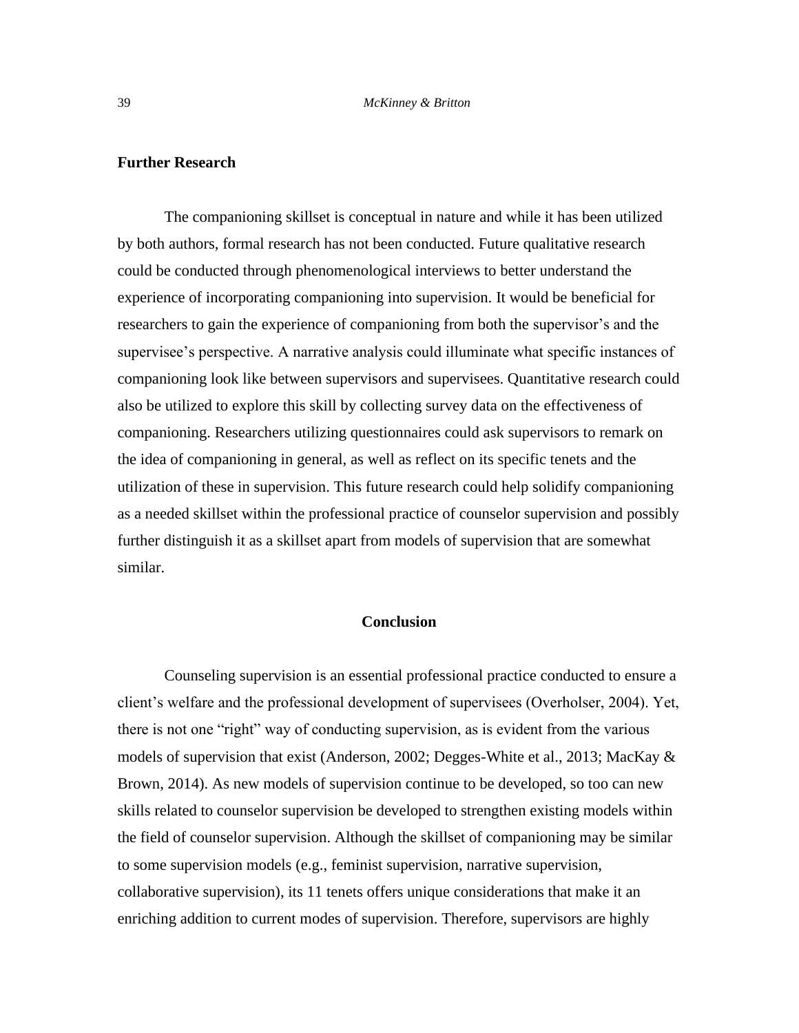## Further Research

The companioning skillset is conceptual in nature and while it has been utilized by both authors, formal research has not been conducted. Future qualitative research could be conducted through phenomenological interviews to better understand the experience of incorporating companioning into supervision. It would be beneficial for researchers to gain the experience of companioning from both the supervisor's and the supervisee's perspective. A narrative analysis could illuminate what specific instances of companioning look like between supervisors and supervisees. Quantitative research could also be utilized to explore this skill by collecting survey data on the effectiveness of companioning. Researchers utilizing questionnaires could ask supervisors to remark on the idea of companioning in general, as well as reflect on its specific tenets and the utilization of these in supervision. This future research could help solidify companioning as a needed skillset within the professional practice of counselor supervision and possibly further distinguish it as a skillset apart from models of supervision that are somewhat similar.

## Conclusion

Counseling supervision is an essential professional practice conducted to ensure a client's welfare and the professional development of supervisees (Overholser, 2004). Yet, there is not one "right" way of conducting supervision, as is evident from the various models of supervision that exist (Anderson, 2002; Degges-White et al., 2013; MacKay & Brown, 2014). As new models of supervision continue to be developed, so too can new skills related to counselor supervision be developed to strengthen existing models within the field of counselor supervision. Although the skillset of companioning may be similar to some supervision models (e.g., feminist supervision, narrative supervision, collaborative supervision), its 11 tenets offers unique considerations that make it an enriching addition to current modes of supervision. Therefore, supervisors are highly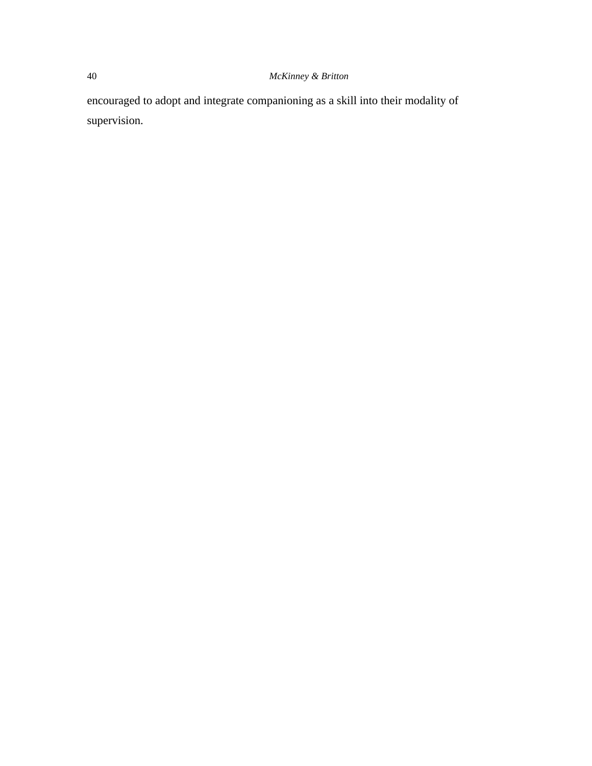encouraged to adopt and integrate companioning as a skill into their modality of supervision.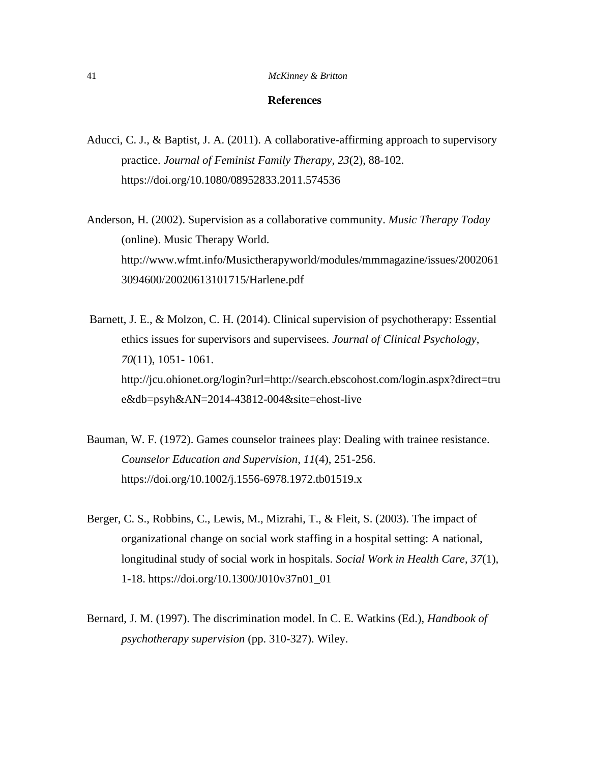## References

Aducci, C. J., & Baptist, J. A. (2011). A collaborative-affirming approach to supervisory practice. *Journal of Feminist Family Therapy, 23*(2), 88-102. https://doi.org/10.1080/08952833.2011.574536

Anderson, H. (2002). Supervision as a collaborative community. *Music Therapy Today* (online). Music Therapy World. http://www.wfmt.info/Musictherapyworld/modules/mmmagazine/issues/20020613094600/20020613101715/Harlene.pdf

Barnett, J. E., & Molzon, C. H. (2014). Clinical supervision of psychotherapy: Essential ethics issues for supervisors and supervisees. *Journal of Clinical Psychology, 70*(11), 1051- 1061. http://jcu.ohionet.org/login?url=http://search.ebscohost.com/login.aspx?direct=true&db=psyh&AN=2014-43812-004&site=ehost-live

Bauman, W. F. (1972). Games counselor trainees play: Dealing with trainee resistance. *Counselor Education and Supervision, 11*(4), 251-256. https://doi.org/10.1002/j.1556-6978.1972.tb01519.x

Berger, C. S., Robbins, C., Lewis, M., Mizrahi, T., & Fleit, S. (2003). The impact of organizational change on social work staffing in a hospital setting: A national, longitudinal study of social work in hospitals. *Social Work in Health Care, 37*(1), 1-18. https://doi.org/10.1300/J010v37n01_01

Bernard, J. M. (1997). The discrimination model. In C. E. Watkins (Ed.), *Handbook of psychotherapy supervision* (pp. 310-327). Wiley.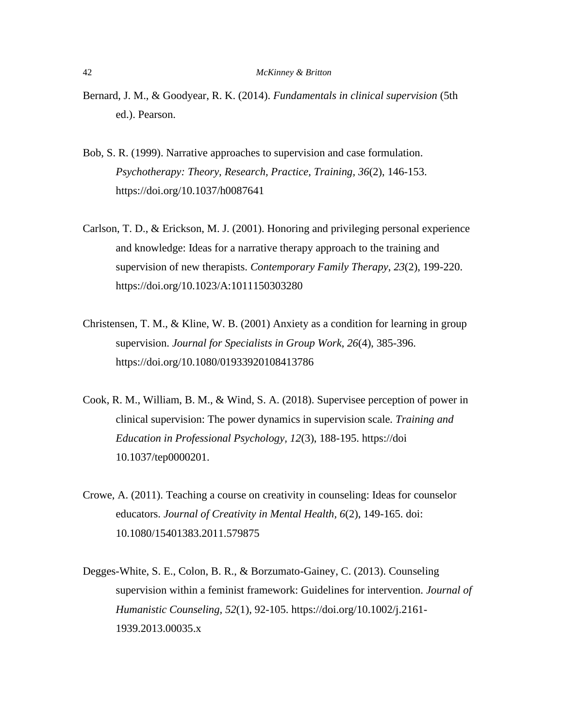Bernard, J. M., & Goodyear, R. K. (2014). *Fundamentals in clinical supervision* (5th ed.). Pearson.

Bob, S. R. (1999). Narrative approaches to supervision and case formulation. *Psychotherapy: Theory, Research, Practice, Training, 36*(2), 146-153. https://doi.org/10.1037/h0087641

Carlson, T. D., & Erickson, M. J. (2001). Honoring and privileging personal experience and knowledge: Ideas for a narrative therapy approach to the training and supervision of new therapists. *Contemporary Family Therapy*, *23*(2), 199-220. https://doi.org/10.1023/A:1011150303280

Christensen, T. M., & Kline, W. B. (2001) Anxiety as a condition for learning in group supervision. *Journal for Specialists in Group Work*, *26*(4), 385-396. https://doi.org/10.1080/01933920108413786

Cook, R. M., William, B. M., & Wind, S. A. (2018). Supervisee perception of power in clinical supervision: The power dynamics in supervision scale. *Training and Education in Professional Psychology, 12*(3), 188-195. https://doi 10.1037/tep0000201.

Crowe, A. (2011). Teaching a course on creativity in counseling: Ideas for counselor educators. *Journal of Creativity in Mental Health, 6*(2), 149-165. doi: 10.1080/15401383.2011.579875

Degges-White, S. E., Colon, B. R., & Borzumato-Gainey, C. (2013). Counseling supervision within a feminist framework: Guidelines for intervention. *Journal of Humanistic Counseling, 52*(1), 92-105. https://doi.org/10.1002/j.2161-1939.2013.00035.x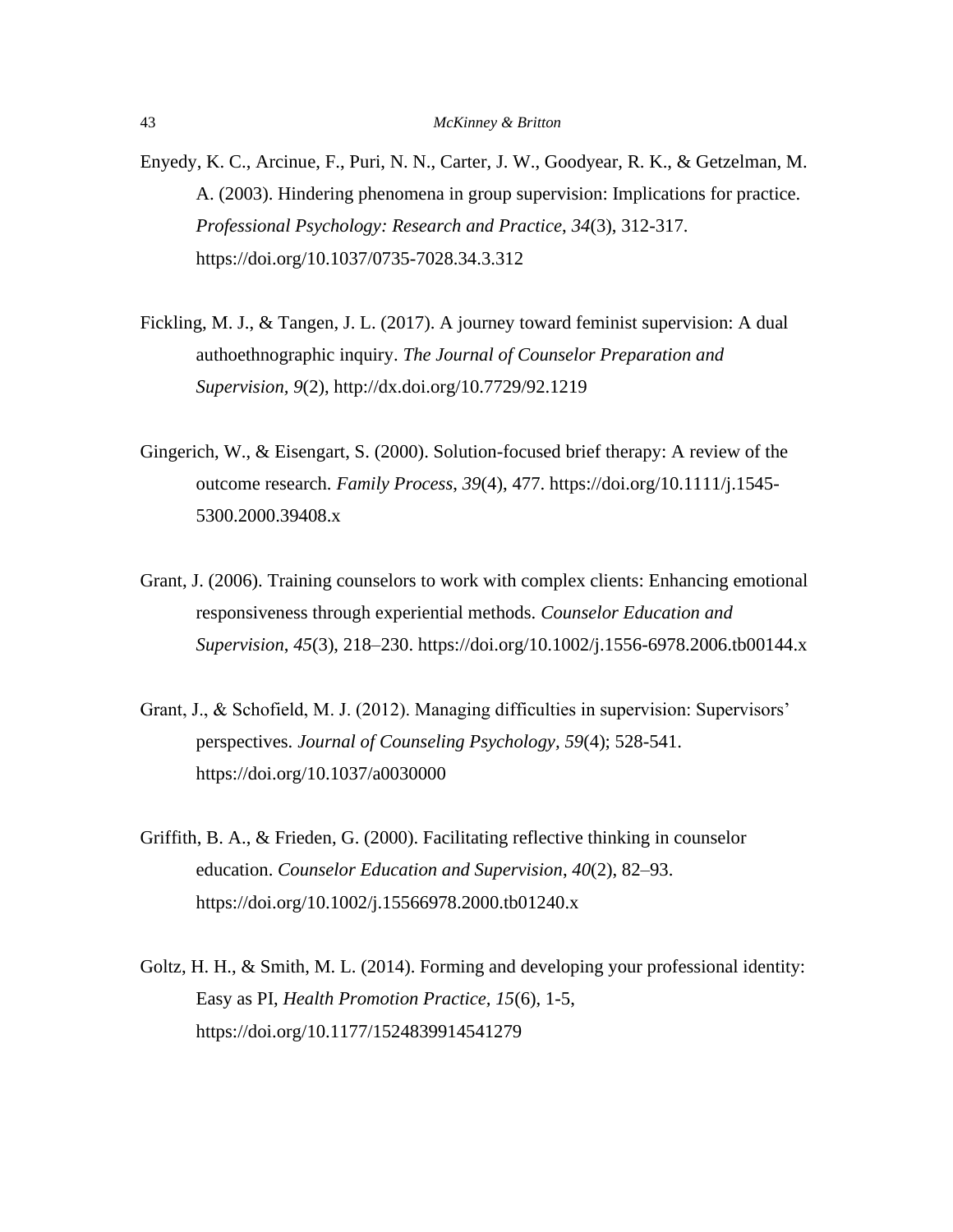Enyedy, K. C., Arcinue, F., Puri, N. N., Carter, J. W., Goodyear, R. K., & Getzelman, M. A. (2003). Hindering phenomena in group supervision: Implications for practice. *Professional Psychology: Research and Practice*, *34*(3), 312-317. https://doi.org/10.1037/0735-7028.34.3.312

Fickling, M. J., & Tangen, J. L. (2017). A journey toward feminist supervision: A dual authoethnographic inquiry. *The Journal of Counselor Preparation and Supervision, 9*(2), http://dx.doi.org/10.7729/92.1219

Gingerich, W., & Eisengart, S. (2000). Solution-focused brief therapy: A review of the outcome research. *Family Process*, *39*(4), 477. https://doi.org/10.1111/j.1545-5300.2000.39408.x

Grant, J. (2006). Training counselors to work with complex clients: Enhancing emotional responsiveness through experiential methods. *Counselor Education and Supervision*, *45*(3), 218–230. https://doi.org/10.1002/j.1556-6978.2006.tb00144.x

Grant, J., & Schofield, M. J. (2012). Managing difficulties in supervision: Supervisors' perspectives. *Journal of Counseling Psychology, 59*(4); 528-541. https://doi.org/10.1037/a0030000

Griffith, B. A., & Frieden, G. (2000). Facilitating reflective thinking in counselor education. *Counselor Education and Supervision*, *40*(2), 82–93. https://doi.org/10.1002/j.15566978.2000.tb01240.x

Goltz, H. H., & Smith, M. L. (2014). Forming and developing your professional identity: Easy as PI, *Health Promotion Practice, 15*(6), 1-5, https://doi.org/10.1177/1524839914541279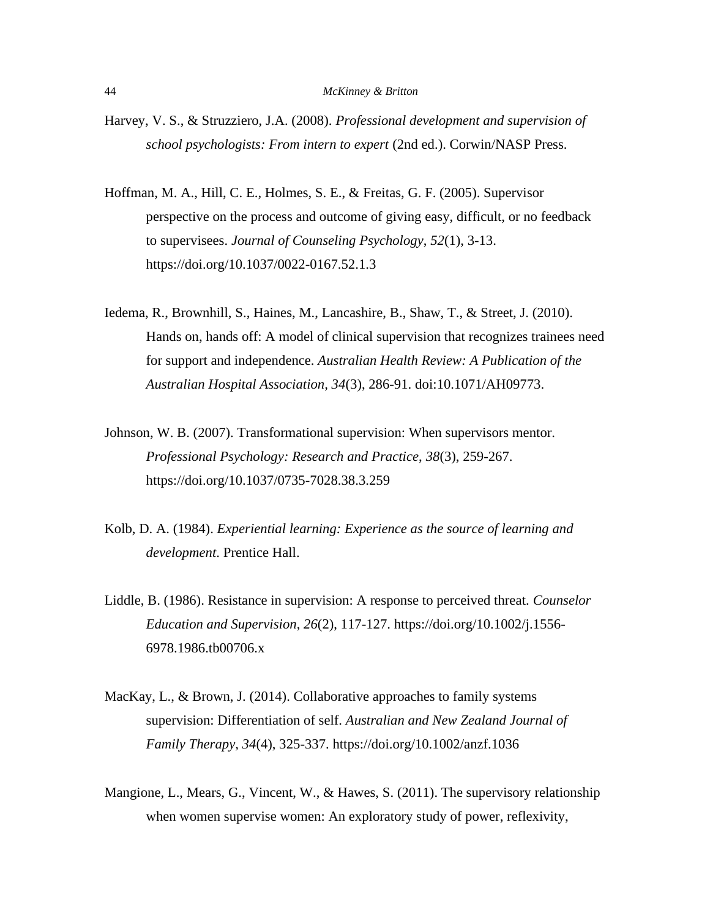Harvey, V. S., & Struzziero, J.A. (2008). *Professional development and supervision of school psychologists: From intern to expert* (2nd ed.). Corwin/NASP Press.

Hoffman, M. A., Hill, C. E., Holmes, S. E., & Freitas, G. F. (2005). Supervisor perspective on the process and outcome of giving easy, difficult, or no feedback to supervisees. *Journal of Counseling Psychology*, *52*(1), 3-13. https://doi.org/10.1037/0022-0167.52.1.3

Iedema, R., Brownhill, S., Haines, M., Lancashire, B., Shaw, T., & Street, J. (2010). Hands on, hands off: A model of clinical supervision that recognizes trainees need for support and independence. *Australian Health Review: A Publication of the Australian Hospital Association*, *34*(3), 286-91. doi:10.1071/AH09773.

Johnson, W. B. (2007). Transformational supervision: When supervisors mentor. *Professional Psychology: Research and Practice*, *38*(3), 259-267. https://doi.org/10.1037/0735-7028.38.3.259

Kolb, D. A. (1984). *Experiential learning: Experience as the source of learning and development*. Prentice Hall.

Liddle, B. (1986). Resistance in supervision: A response to perceived threat. *Counselor Education and Supervision*, *26*(2), 117-127. https://doi.org/10.1002/j.1556-6978.1986.tb00706.x

MacKay, L., & Brown, J. (2014). Collaborative approaches to family systems supervision: Differentiation of self. *Australian and New Zealand Journal of Family Therapy*, *34*(4), 325-337. https://doi.org/10.1002/anzf.1036

Mangione, L., Mears, G., Vincent, W., & Hawes, S. (2011). The supervisory relationship when women supervise women: An exploratory study of power, reflexivity,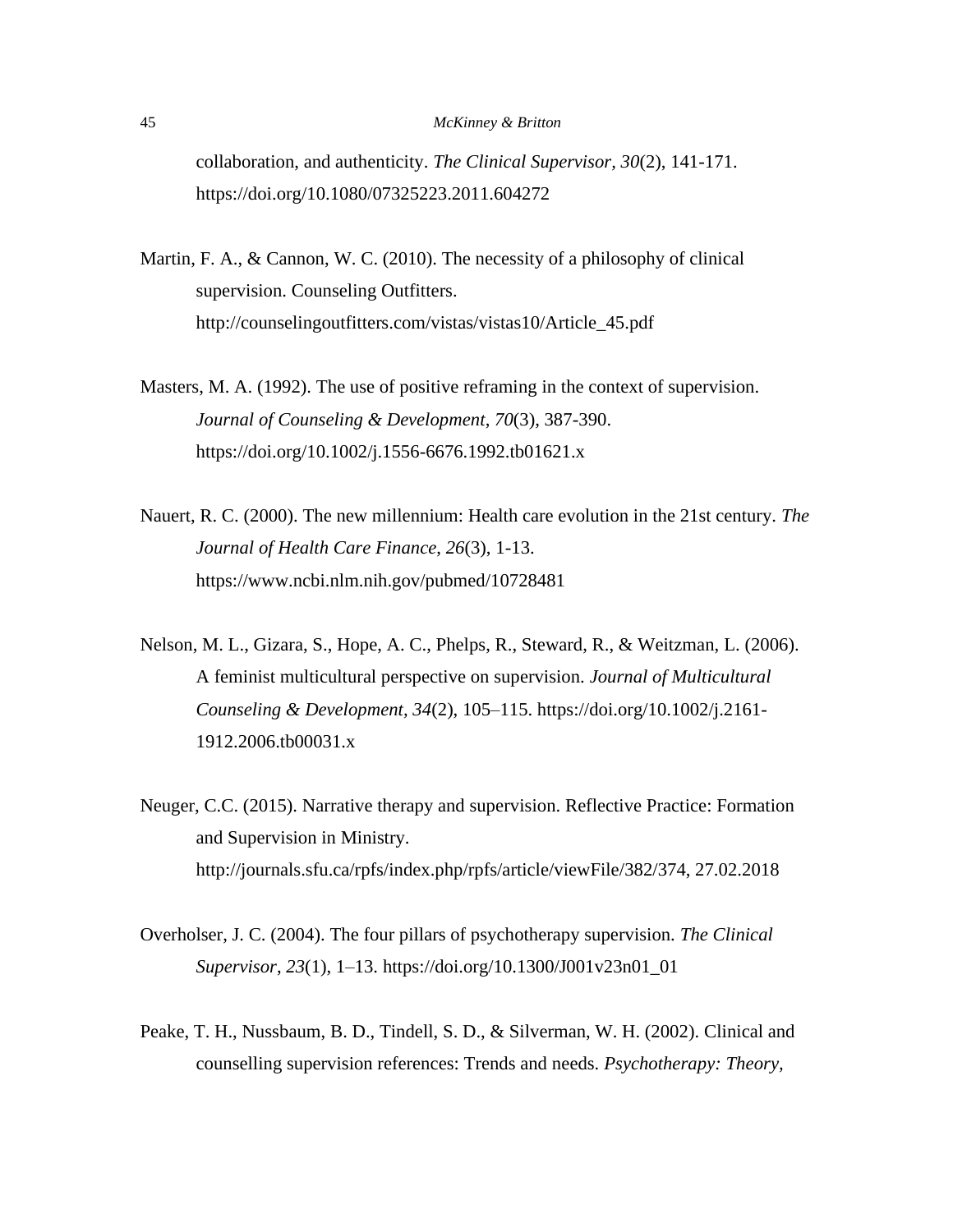collaboration, and authenticity. *The Clinical Supervisor, 30*(2), 141-171. https://doi.org/10.1080/07325223.2011.604272

Martin, F. A., & Cannon, W. C. (2010). The necessity of a philosophy of clinical supervision. Counseling Outfitters. http://counselingoutfitters.com/vistas/vistas10/Article_45.pdf

Masters, M. A. (1992). The use of positive reframing in the context of supervision. *Journal of Counseling & Development*, *70*(3), 387-390. https://doi.org/10.1002/j.1556-6676.1992.tb01621.x

Nauert, R. C. (2000). The new millennium: Health care evolution in the 21st century. *The Journal of Health Care Finance*, *26*(3), 1-13. https://www.ncbi.nlm.nih.gov/pubmed/10728481

Nelson, M. L., Gizara, S., Hope, A. C., Phelps, R., Steward, R., & Weitzman, L. (2006). A feminist multicultural perspective on supervision. *Journal of Multicultural Counseling & Development, 34*(2), 105–115. https://doi.org/10.1002/j.2161-1912.2006.tb00031.x

Neuger, C.C. (2015). Narrative therapy and supervision. Reflective Practice: Formation and Supervision in Ministry. http://journals.sfu.ca/rpfs/index.php/rpfs/article/viewFile/382/374, 27.02.2018

Overholser, J. C. (2004). The four pillars of psychotherapy supervision. *The Clinical Supervisor*, *23*(1), 1–13. https://doi.org/10.1300/J001v23n01_01

Peake, T. H., Nussbaum, B. D., Tindell, S. D., & Silverman, W. H. (2002). Clinical and counselling supervision references: Trends and needs. *Psychotherapy: Theory,*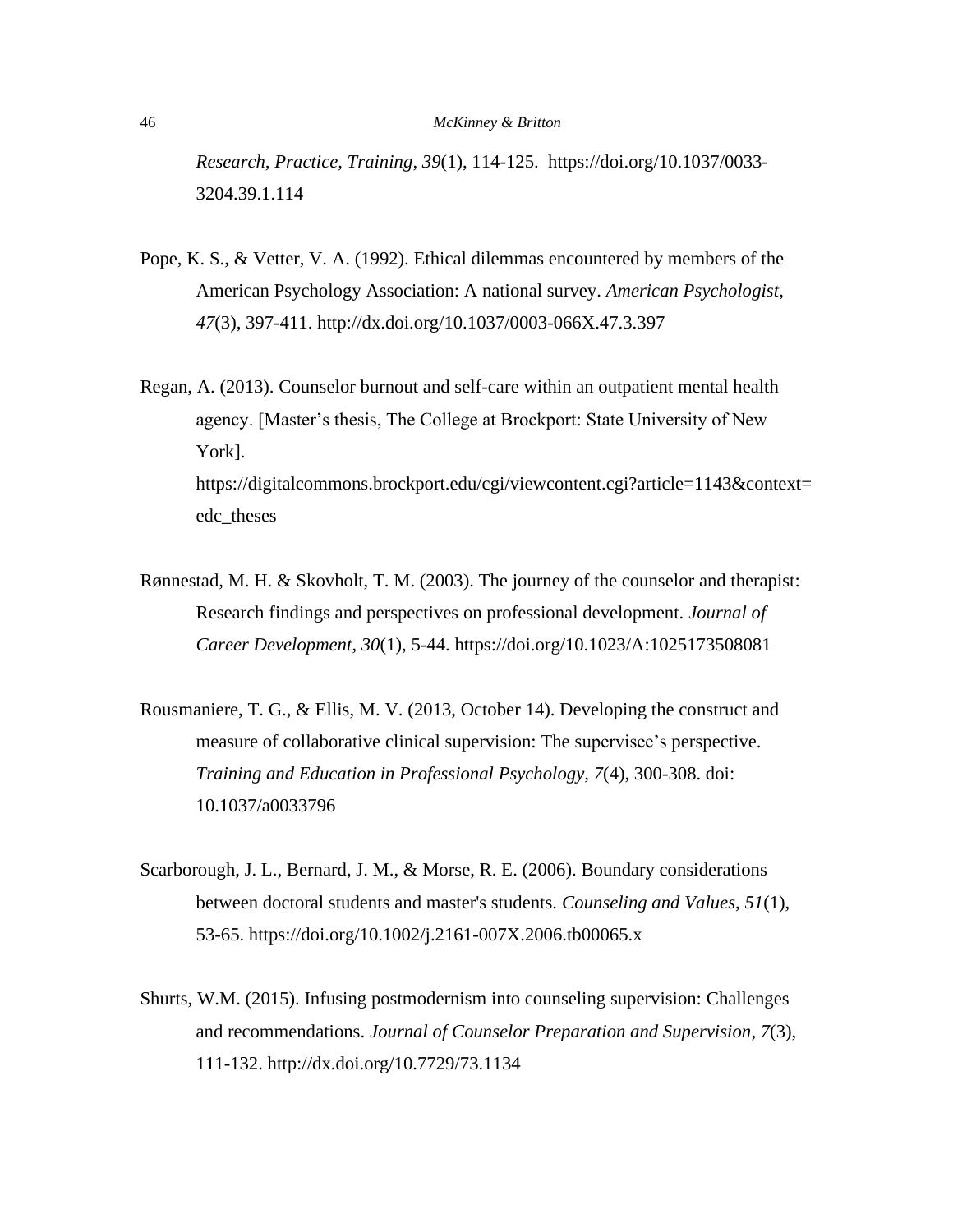*Research, Practice, Training*, *39*(1), 114-125. https://doi.org/10.1037/0033-3204.39.1.114

Pope, K. S., & Vetter, V. A. (1992). Ethical dilemmas encountered by members of the American Psychology Association: A national survey. *American Psychologist*, *47*(3), 397-411. http://dx.doi.org/10.1037/0003-066X.47.3.397

Regan, A. (2013). Counselor burnout and self-care within an outpatient mental health agency. [Master's thesis, The College at Brockport: State University of New York]. https://digitalcommons.brockport.edu/cgi/viewcontent.cgi?article=1143&context=edc_theses

Rønnestad, M. H. & Skovholt, T. M. (2003). The journey of the counselor and therapist: Research findings and perspectives on professional development. *Journal of Career Development*, *30*(1), 5-44. https://doi.org/10.1023/A:1025173508081

Rousmaniere, T. G., & Ellis, M. V. (2013, October 14). Developing the construct and measure of collaborative clinical supervision: The supervisee's perspective. *Training and Education in Professional Psychology*, *7*(4), 300-308. doi: 10.1037/a0033796

Scarborough, J. L., Bernard, J. M., & Morse, R. E. (2006). Boundary considerations between doctoral students and master's students. *Counseling and Values*, *51*(1), 53-65. https://doi.org/10.1002/j.2161-007X.2006.tb00065.x

Shurts, W.M. (2015). Infusing postmodernism into counseling supervision: Challenges and recommendations. *Journal of Counselor Preparation and Supervision*, *7*(3), 111-132. http://dx.doi.org/10.7729/73.1134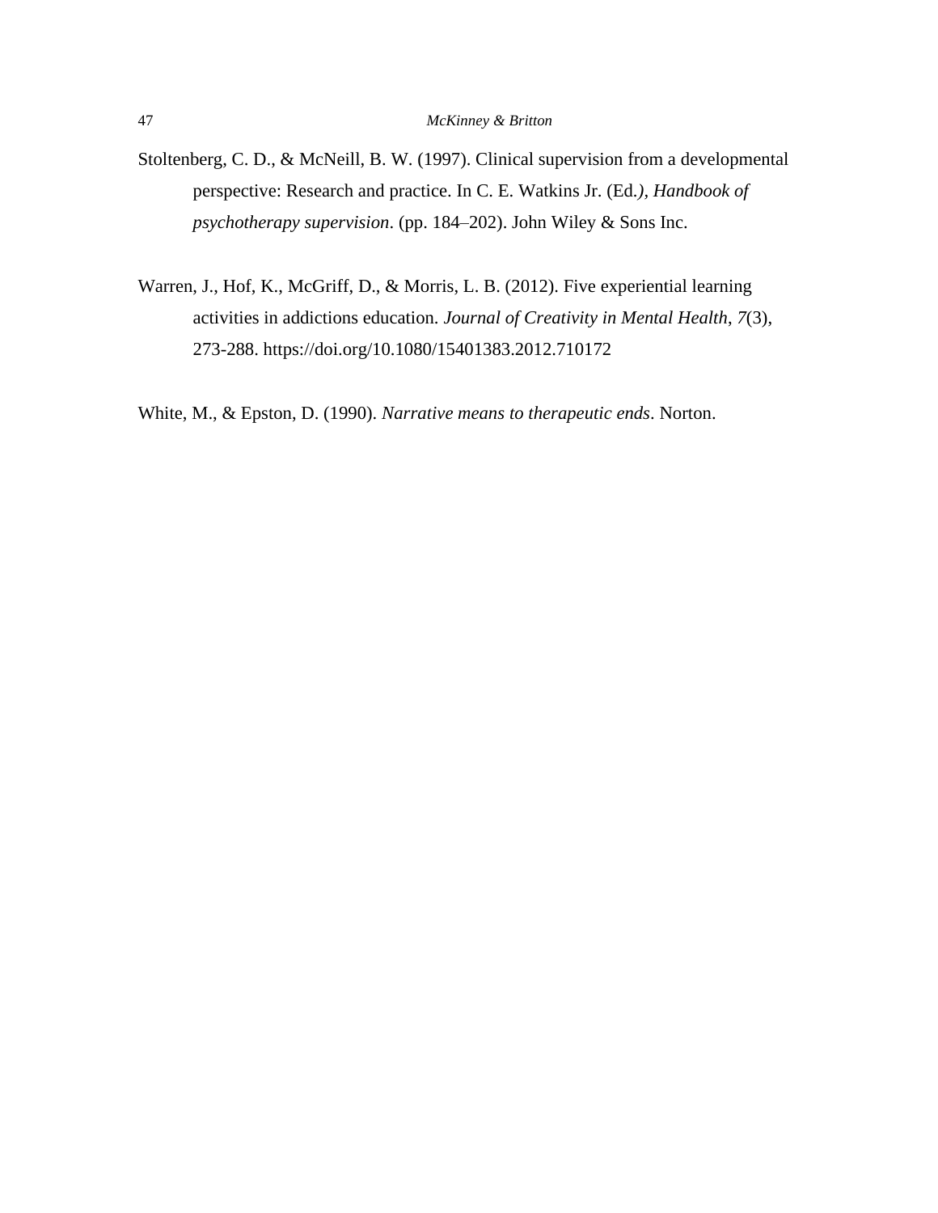Stoltenberg, C. D., & McNeill, B. W. (1997). Clinical supervision from a developmental perspective: Research and practice. In C. E. Watkins Jr. (Ed.), *Handbook of psychotherapy supervision*. (pp. 184–202). John Wiley & Sons Inc.

Warren, J., Hof, K., McGriff, D., & Morris, L. B. (2012). Five experiential learning activities in addictions education. *Journal of Creativity in Mental Health*, *7*(3), 273-288. https://doi.org/10.1080/15401383.2012.710172

White, M., & Epston, D. (1990). *Narrative means to therapeutic ends*. Norton.